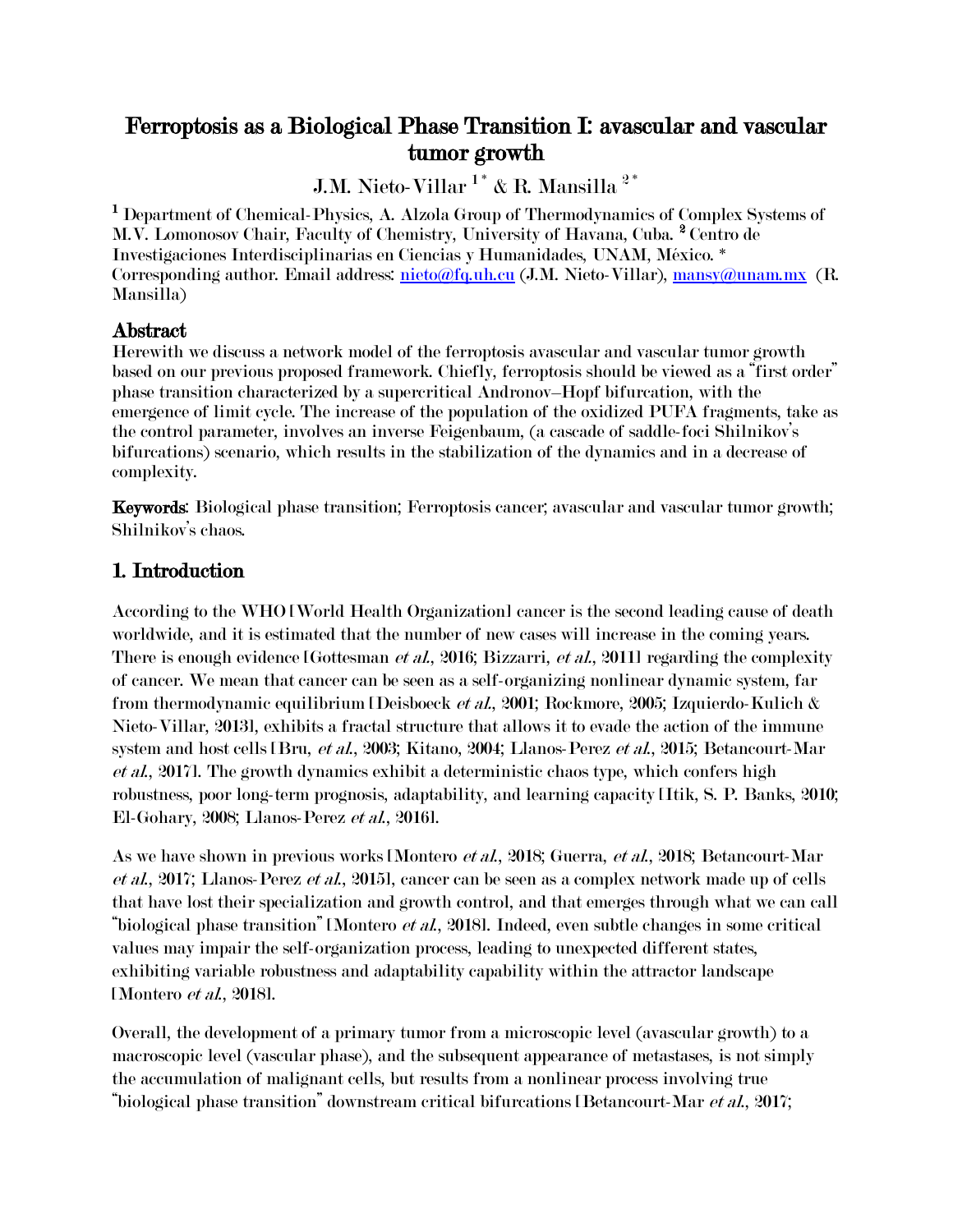# Ferroptosis as a Biological Phase Transition I: avascular and vascular tumor growth

J.M. Nieto-Villar [1 *] & R. Mansilla [2 *]

[1] Department of Chemical-Physics, A. Alzola Group of Thermodynamics of Complex Systems of M.V. Lomonosov Chair, Faculty of Chemistry, University of Havana, Cuba. [2] Centro de Investigaciones Interdisciplinarias en Ciencias y Humanidades, UNAM, México. * Corresponding author. Email address: nieto@fq.uh.cu (J.M. Nieto-Villar), mansy@unam.mx (R. Mansilla)

## Abstract

Herewith we discuss a network model of the ferroptosis avascular and vascular tumor growth based on our previous proposed framework. Chiefly, ferroptosis should be viewed as a "first order" phase transition characterized by a supercritical Andronov–Hopf bifurcation, with the emergence of limit cycle. The increase of the population of the oxidized PUFA fragments, take as the control parameter, involves an inverse Feigenbaum, (a cascade of saddle-foci Shilnikov's bifurcations) scenario, which results in the stabilization of the dynamics and in a decrease of complexity.

**Keywords**: Biological phase transition; Ferroptosis cancer; avascular and vascular tumor growth; Shilnikov's chaos.

## 1. Introduction

According to the WHO [World Health Organization] cancer is the second leading cause of death worldwide, and it is estimated that the number of new cases will increase in the coming years. There is enough evidence [Gottesman *et al.*, 2016; Bizzarri, *et al.*, 2011] regarding the complexity of cancer. We mean that cancer can be seen as a self-organizing nonlinear dynamic system, far from thermodynamic equilibrium [Deisboeck *et al.*, 2001; Rockmore, 2005; Izquierdo-Kulich & Nieto-Villar, 2013], exhibits a fractal structure that allows it to evade the action of the immune system and host cells [Bru, *et al.*, 2003; Kitano, 2004; Llanos-Perez *et al.*, 2015; Betancourt-Mar *et al.*, 2017]. The growth dynamics exhibit a deterministic chaos type, which confers high robustness, poor long-term prognosis, adaptability, and learning capacity [Itik, S. P. Banks, 2010; El-Gohary, 2008; Llanos-Perez *et al.*, 2016].

As we have shown in previous works [Montero *et al.*, 2018; Guerra, *et al.*, 2018; Betancourt-Mar *et al.*, 2017; Llanos-Perez *et al.*, 2015], cancer can be seen as a complex network made up of cells that have lost their specialization and growth control, and that emerges through what we can call "biological phase transition" [Montero *et al.*, 2018]. Indeed, even subtle changes in some critical values may impair the self-organization process, leading to unexpected different states, exhibiting variable robustness and adaptability capability within the attractor landscape [Montero *et al.*, 2018].

Overall, the development of a primary tumor from a microscopic level (avascular growth) to a macroscopic level (vascular phase), and the subsequent appearance of metastases, is not simply the accumulation of malignant cells, but results from a nonlinear process involving true "biological phase transition" downstream critical bifurcations [Betancourt-Mar *et al.*, 2017;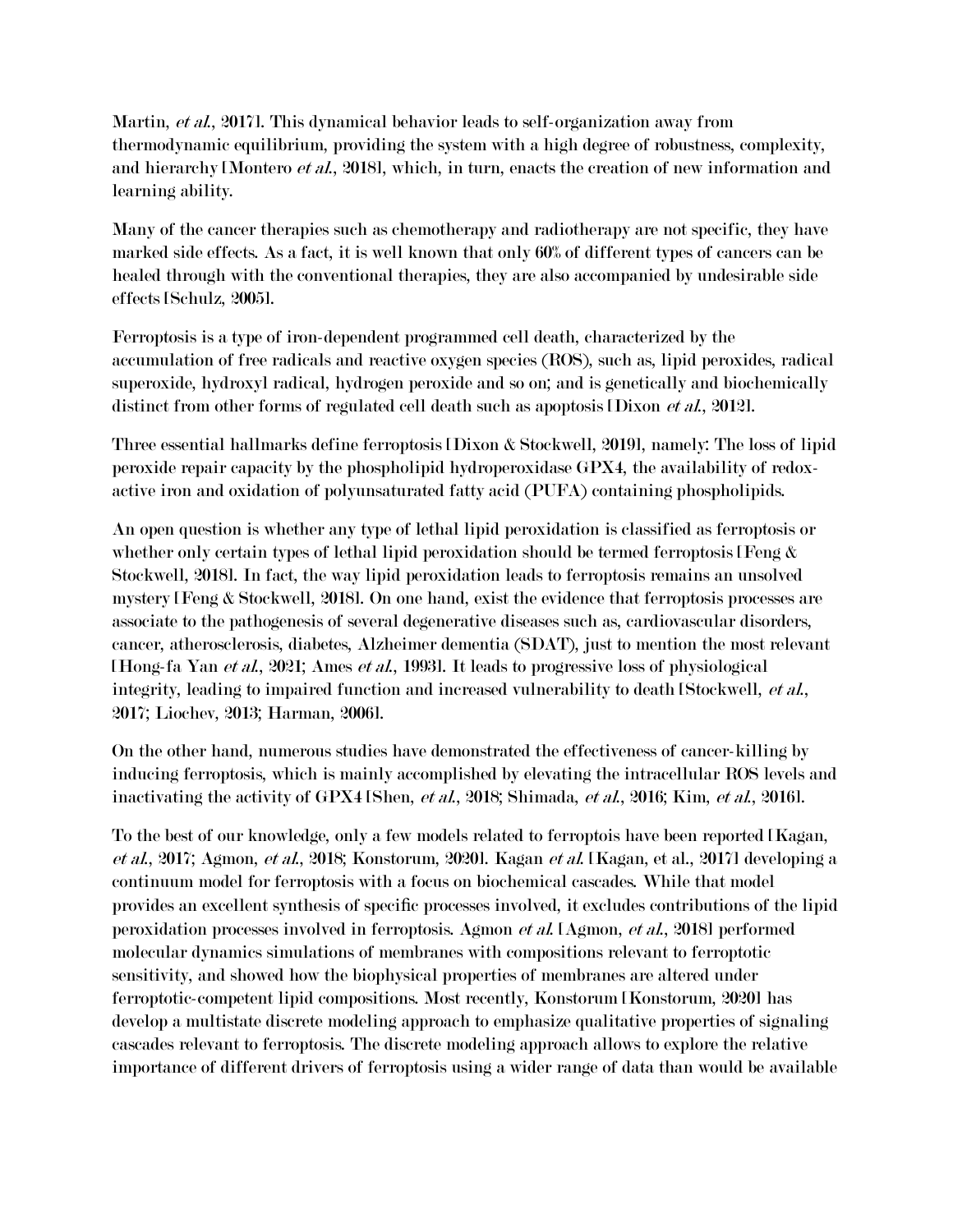Martin, *et al.*, 2017]. This dynamical behavior leads to self-organization away from thermodynamic equilibrium, providing the system with a high degree of robustness, complexity, and hierarchy [Montero *et al.*, 2018], which, in turn, enacts the creation of new information and learning ability.

Many of the cancer therapies such as chemotherapy and radiotherapy are not specific, they have marked side effects. As a fact, it is well known that only 60% of different types of cancers can be healed through with the conventional therapies, they are also accompanied by undesirable side effects [Schulz, 2005].

Ferroptosis is a type of iron-dependent programmed cell death, characterized by the accumulation of free radicals and reactive oxygen species (ROS), such as, lipid peroxides, radical superoxide, hydroxyl radical, hydrogen peroxide and so on; and is genetically and biochemically distinct from other forms of regulated cell death such as apoptosis [Dixon *et al.*, 2012].

Three essential hallmarks define ferroptosis [Dixon & Stockwell, 2019], namely: The loss of lipid peroxide repair capacity by the phospholipid hydroperoxidase GPX4, the availability of redox-active iron and oxidation of polyunsaturated fatty acid (PUFA) containing phospholipids.

An open question is whether any type of lethal lipid peroxidation is classified as ferroptosis or whether only certain types of lethal lipid peroxidation should be termed ferroptosis [Feng & Stockwell, 2018]. In fact, the way lipid peroxidation leads to ferroptosis remains an unsolved mystery [Feng & Stockwell, 2018]. On one hand, exist the evidence that ferroptosis processes are associate to the pathogenesis of several degenerative diseases such as, cardiovascular disorders, cancer, atherosclerosis, diabetes, Alzheimer dementia (SDAT), just to mention the most relevant [Hong-fa Yan *et al.*, 2021; Ames *et al.*, 1993]. It leads to progressive loss of physiological integrity, leading to impaired function and increased vulnerability to death [Stockwell, *et al.*, 2017; Liochev, 2013; Harman, 2006].

On the other hand, numerous studies have demonstrated the effectiveness of cancer-killing by inducing ferroptosis, which is mainly accomplished by elevating the intracellular ROS levels and inactivating the activity of GPX4 [Shen, *et al.*, 2018; Shimada, *et al.*, 2016; Kim, *et al.*, 2016].

To the best of our knowledge, only a few models related to ferroptois have been reported [Kagan, *et al.*, 2017; Agmon, *et al.*, 2018; Konstorum, 2020]. Kagan *et al.* [Kagan, et al., 2017] developing a continuum model for ferroptosis with a focus on biochemical cascades. While that model provides an excellent synthesis of specific processes involved, it excludes contributions of the lipid peroxidation processes involved in ferroptosis. Agmon *et al.* [Agmon, *et al.*, 2018] performed molecular dynamics simulations of membranes with compositions relevant to ferroptotic sensitivity, and showed how the biophysical properties of membranes are altered under ferroptotic-competent lipid compositions. Most recently, Konstorum [Konstorum, 2020] has develop a multistate discrete modeling approach to emphasize qualitative properties of signaling cascades relevant to ferroptosis. The discrete modeling approach allows to explore the relative importance of different drivers of ferroptosis using a wider range of data than would be available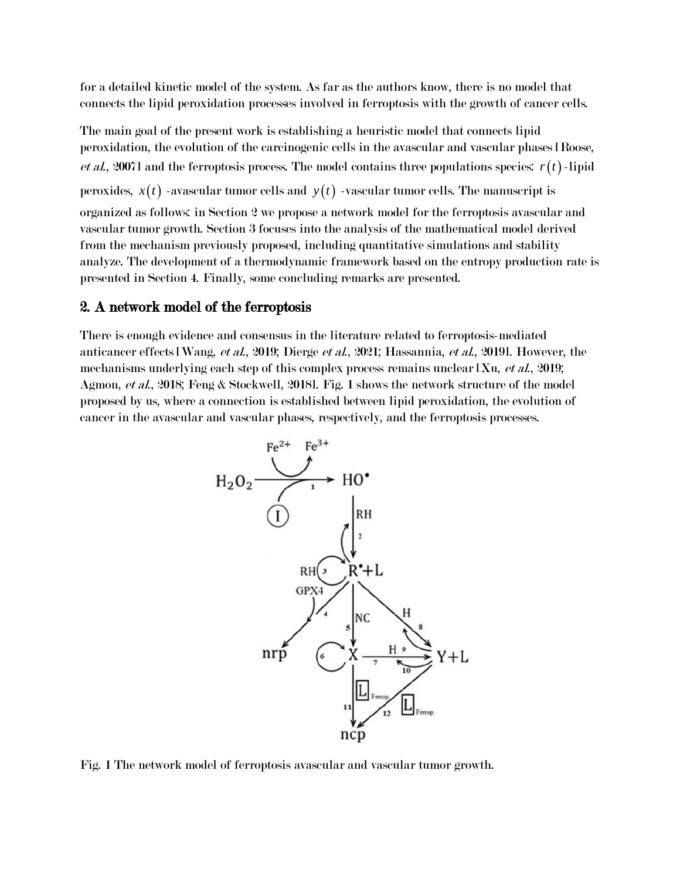for a detailed kinetic model of the system. As far as the authors know, there is no model that connects the lipid peroxidation processes involved in ferroptosis with the growth of cancer cells.

The main goal of the present work is establishing a heuristic model that connects lipid peroxidation, the evolution of the carcinogenic cells in the avascular and vascular phases [Roose, *et al.*, 2007] and the ferroptosis process. The model contains three populations species: $r(t)$-lipid peroxides, $x(t)$ -avascular tumor cells and $y(t)$ -vascular tumor cells. The manuscript is organized as follows: in Section 2 we propose a network model for the ferroptosis avascular and vascular tumor growth. Section 3 focuses into the analysis of the mathematical model derived from the mechanism previously proposed, including quantitative simulations and stability analyze. The development of a thermodynamic framework based on the entropy production rate is presented in Section 4. Finally, some concluding remarks are presented.

## 2. A network model of the ferroptosis

There is enough evidence and consensus in the literature related to ferroptosis-mediated anticancer effects [Wang, *et al.*, 2019; Dierge *et al.*, 2021; Hassannia, *et al.*, 2019]. However, the mechanisms underlying each step of this complex process remains unclear [Xu, *et al.*, 2019; Agmon, *et al.*, 2018; Feng & Stockwell, 2018]. Fig. 1 shows the network structure of the model proposed by us, where a connection is established between lipid peroxidation, the evolution of cancer in the avascular and vascular phases, respectively, and the ferroptosis processes.

Fig. 1 The network model of ferroptosis avascular and vascular tumor growth.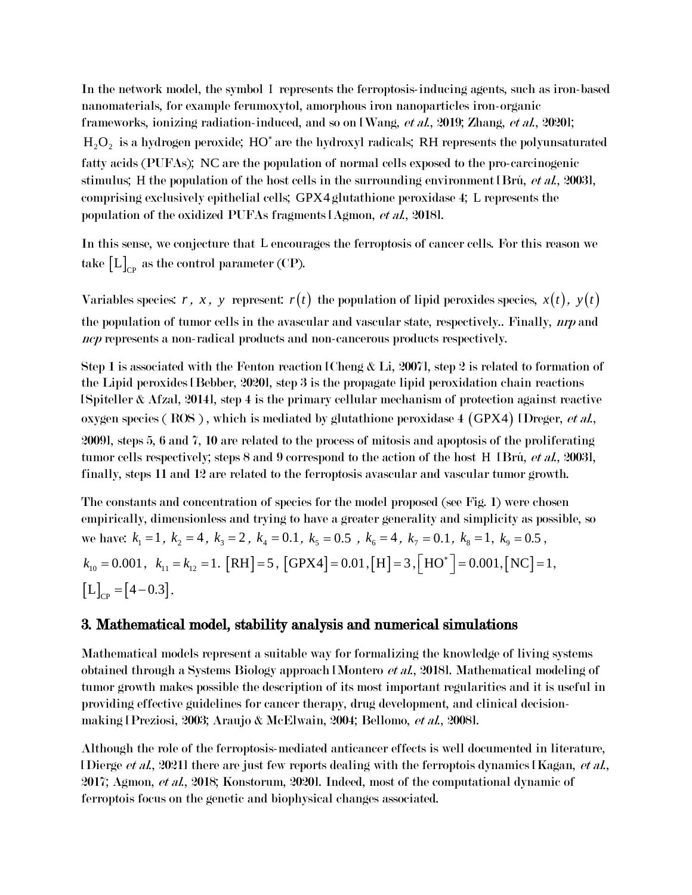In the network model, the symbol $I$ represents the ferroptosis-inducing agents, such as iron-based nanomaterials, for example ferumoxytol, amorphous iron nanoparticles iron-organic frameworks, ionizing radiation-induced, and so on [Wang, *et al.*, 2019; Zhang, *et al.*, 2020]; $H_2O_2$ is a hydrogen peroxide; $HO^*$ are the hydroxyl radicals; RH represents the polyunsaturated fatty acids (PUFAs); NC are the population of normal cells exposed to the pro-carcinogenic stimulus; H the population of the host cells in the surrounding environment [Brú, *et al.*, 2003], comprising exclusively epithelial cells; GPX4 glutathione peroxidase 4; L represents the population of the oxidized PUFAs fragments [Agmon, *et al.*, 2018].

In this sense, we conjecture that L encourages the ferroptosis of cancer cells. For this reason we take $\left[\mathrm{L}\right]_{\mathrm{CP}}$ as the control parameter (CP).

Variables species: $r$, $x$, $y$ represent: $r(t)$ the population of lipid peroxides species, $x(t)$, $y(t)$ the population of tumor cells in the avascular and vascular state, respectively.. Finally, *nrp* and *ncp* represents a non-radical products and non-cancerous products respectively.

Step 1 is associated with the Fenton reaction [Cheng & Li, 2007], step 2 is related to formation of the Lipid peroxides [Bebber, 2020], step 3 is the propagate lipid peroxidation chain reactions [Spiteller & Afzal, 2014], step 4 is the primary cellular mechanism of protection against reactive oxygen species ( ROS ), which is mediated by glutathione peroxidase 4 $(\mathrm{GPX4})$ [Dreger, *et al.*, 2009], steps 5, 6 and 7, 10 are related to the process of mitosis and apoptosis of the proliferating tumor cells respectively; steps 8 and 9 correspond to the action of the host H [Brú, *et al.*, 2003], finally, steps 11 and 12 are related to the ferroptosis avascular and vascular tumor growth.

The constants and concentration of species for the model proposed (see Fig. 1) were chosen empirically, dimensionless and trying to have a greater generality and simplicity as possible, so we have: $k_1 = 1$, $k_2 = 4$, $k_3 = 2$, $k_4 = 0.1$, $k_5 = 0.5$, $k_6 = 4$, $k_7 = 0.1$, $k_8 = 1$, $k_9 = 0.5$, $k_{10} = 0.001$, $k_{11} = k_{12} = 1$. $\left[\mathrm{RH}\right] = 5$, $\left[\mathrm{GPX4}\right] = 0.01$, $\left[\mathrm{H}\right] = 3$, $\left[\mathrm{HO}^*\right] = 0.001$, $\left[\mathrm{NC}\right] = 1$, $\left[\mathrm{L}\right]_{\mathrm{CP}} = \left[4 - 0.3\right]$.

## 3. Mathematical model, stability analysis and numerical simulations

Mathematical models represent a suitable way for formalizing the knowledge of living systems obtained through a Systems Biology approach [Montero *et al.*, 2018]. Mathematical modeling of tumor growth makes possible the description of its most important regularities and it is useful in providing effective guidelines for cancer therapy, drug development, and clinical decision-making [Preziosi, 2003; Araujo & McElwain, 2004; Bellomo, *et al.*, 2008].

Although the role of the ferroptosis-mediated anticancer effects is well documented in literature, [Dierge *et al.*, 2021] there are just few reports dealing with the ferroptois dynamics [Kagan, *et al.*, 2017; Agmon, *et al.*, 2018; Konstorum, 2020]. Indeed, most of the computational dynamic of ferroptois focus on the genetic and biophysical changes associated.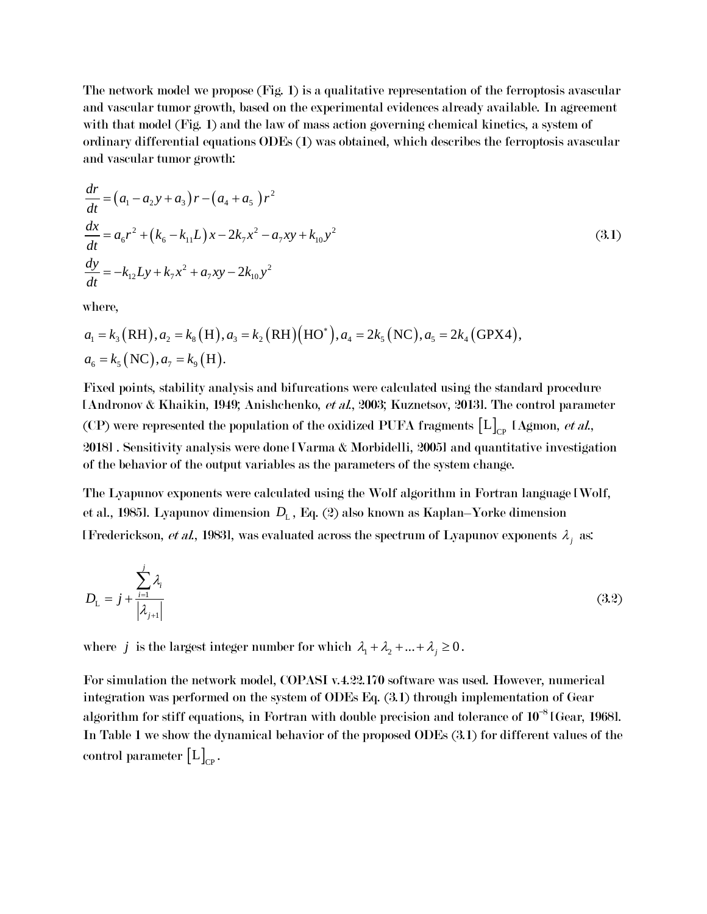The network model we propose (Fig. 1) is a qualitative representation of the ferroptosis avascular and vascular tumor growth, based on the experimental evidences already available. In agreement with that model (Fig. 1) and the law of mass action governing chemical kinetics, a system of ordinary differential equations ODEs (1) was obtained, which describes the ferroptosis avascular and vascular tumor growth:

$$
\begin{aligned}
\frac{dr}{dt} &= \left(a_1 - a_2 y + a_3\right) r - \left(a_4 + a_5\right) r^2 \\
\frac{dx}{dt} &= a_6 r^2 + \left(k_6 - k_{11} L\right) x - 2k_7 x^2 - a_7 xy + k_{10} y^2 \\
\frac{dy}{dt} &= -k_{12} L y + k_7 x^2 + a_7 xy - 2k_{10} y^2
\end{aligned}
\tag{3.1}
$$

where,

$$
\begin{aligned}
&a_1 = k_3\left(\mathrm{RH}\right), a_2 = k_8\left(\mathrm{H}\right), a_3 = k_2\left(\mathrm{RH}\right)\left(\mathrm{HO}^*\right), a_4 = 2k_5\left(\mathrm{NC}\right), a_5 = 2k_4\left(\mathrm{GPX4}\right), \\
&a_6 = k_5\left(\mathrm{NC}\right), a_7 = k_9\left(\mathrm{H}\right).
\end{aligned}
$$

Fixed points, stability analysis and bifurcations were calculated using the standard procedure [Andronov & Khaikin, 1949; Anishchenko, *et al.*, 2003; Kuznetsov, 2013]. The control parameter (CP) were represented the population of the oxidized PUFA fragments $\left[\mathrm{L}\right]_{\mathrm{CP}}$ [Agmon, *et al.*, 2018] . Sensitivity analysis were done [Varma & Morbidelli, 2005] and quantitative investigation of the behavior of the output variables as the parameters of the system change.

The Lyapunov exponents were calculated using the Wolf algorithm in Fortran language [Wolf, et al., 1985]. Lyapunov dimension $D_{\mathrm{L}}$ , Eq. (2) also known as Kaplan–Yorke dimension [Frederickson, *et al.*, 1983], was evaluated across the spectrum of Lyapunov exponents $\lambda_j$ as:

$$
D_{\mathrm{L}} = j + \frac{\sum_{i=1}^{j} \lambda_i}{\left|\lambda_{j+1}\right|}
\tag{3.2}
$$

where $j$ is the largest integer number for which $\lambda_1 + \lambda_2 + ... + \lambda_j \geq 0$.

For simulation the network model, COPASI v.4.22.170 software was used. However, numerical integration was performed on the system of ODEs Eq. (3.1) through implementation of Gear algorithm for stiff equations, in Fortran with double precision and tolerance of $10^{-8}$ [Gear, 1968]. In Table 1 we show the dynamical behavior of the proposed ODEs (3.1) for different values of the control parameter $\left[\mathrm{L}\right]_{\mathrm{CP}}$.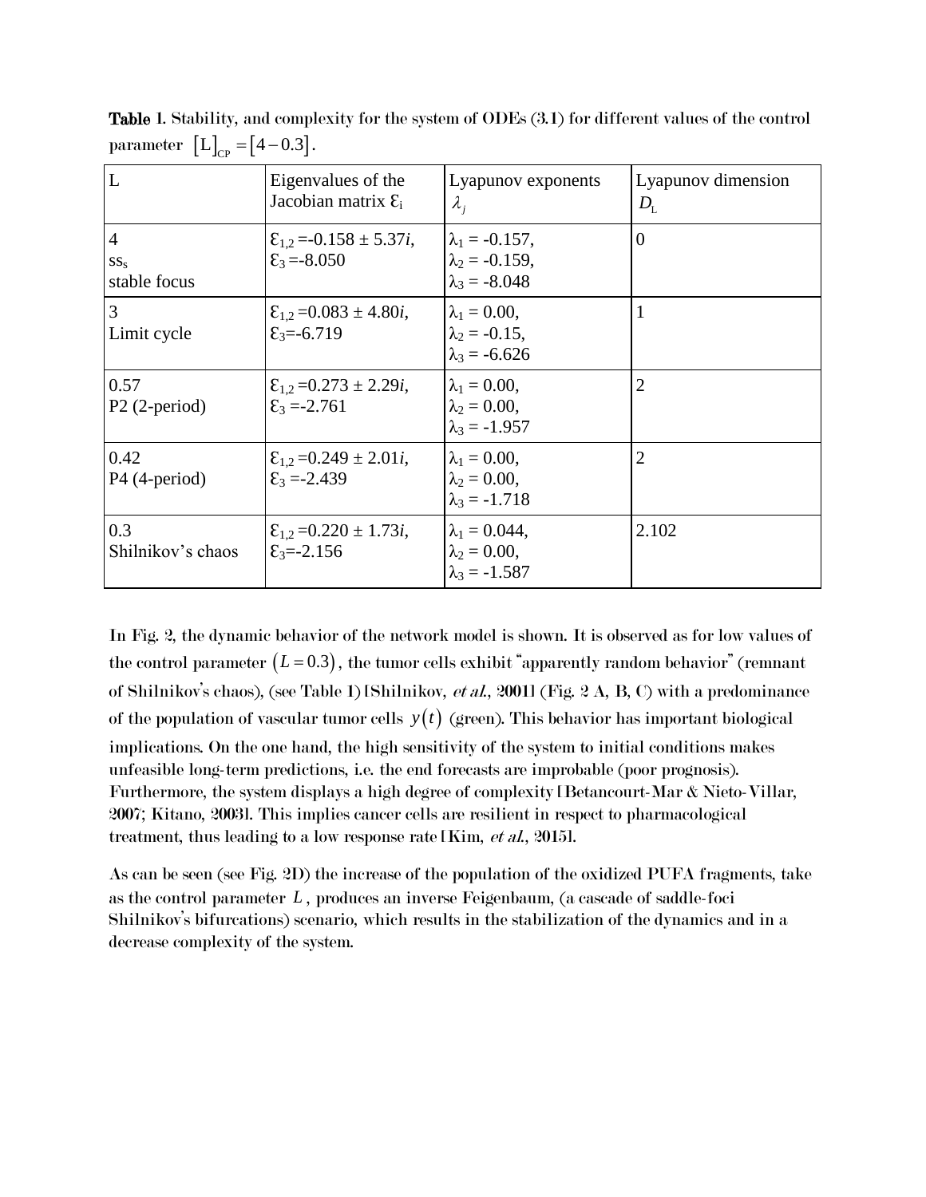**Table 1**. Stability, and complexity for the system of ODEs (3.1) for different values of the control parameter $[\mathrm{L}]_{\mathrm{CP}} = [4 - 0.3]$.

| L | Eigenvalues of the Jacobian matrix $\varepsilon_i$ | Lyapunov exponents $\lambda_j$ | Lyapunov dimension $D_L$ |
|---|---|---|---|
| 4 <br> $ss_s$ <br> stable focus | $\varepsilon_{1,2}$ =-0.158 ± 5.37$i$, <br> $\varepsilon_3$ =-8.050 | $\lambda_1$ = -0.157, <br> $\lambda_2$ = -0.159, <br> $\lambda_3$ = -8.048 | 0 |
| 3 <br> Limit cycle | $\varepsilon_{1,2}$ =0.083 ± 4.80$i$, <br> $\varepsilon_3$=-6.719 | $\lambda_1$ = 0.00, <br> $\lambda_2$ = -0.15, <br> $\lambda_3$ = -6.626 | 1 |
| 0.57 <br> P2 (2-period) | $\varepsilon_{1,2}$ =0.273 ± 2.29$i$, <br> $\varepsilon_3$ =-2.761 | $\lambda_1$ = 0.00, <br> $\lambda_2$ = 0.00, <br> $\lambda_3$ = -1.957 | 2 |
| 0.42 <br> P4 (4-period) | $\varepsilon_{1,2}$ =0.249 ± 2.01$i$, <br> $\varepsilon_3$ =-2.439 | $\lambda_1$ = 0.00, <br> $\lambda_2$ = 0.00, <br> $\lambda_3$ = -1.718 | 2 |
| 0.3 <br> Shilnikov's chaos | $\varepsilon_{1,2}$ =0.220 ± 1.73$i$, <br> $\varepsilon_3$=-2.156 | $\lambda_1$ = 0.044, <br> $\lambda_2$ = 0.00, <br> $\lambda_3$ = -1.587 | 2.102 |

In Fig. 2, the dynamic behavior of the network model is shown. It is observed as for low values of the control parameter $(L = 0.3)$, the tumor cells exhibit "apparently random behavior" (remnant of Shilnikov's chaos), (see Table 1) [Shilnikov, *et al.*, 2001] (Fig. 2 A, B, C) with a predominance of the population of vascular tumor cells $y(t)$ (green). This behavior has important biological implications. On the one hand, the high sensitivity of the system to initial conditions makes unfeasible long-term predictions, i.e. the end forecasts are improbable (poor prognosis). Furthermore, the system displays a high degree of complexity [Betancourt-Mar & Nieto-Villar, 2007; Kitano, 2003]. This implies cancer cells are resilient in respect to pharmacological treatment, thus leading to a low response rate [Kim, *et al.*, 2015].

As can be seen (see Fig. 2D) the increase of the population of the oxidized PUFA fragments, take as the control parameter $L$, produces an inverse Feigenbaum, (a cascade of saddle-foci Shilnikov's bifurcations) scenario, which results in the stabilization of the dynamics and in a decrease complexity of the system.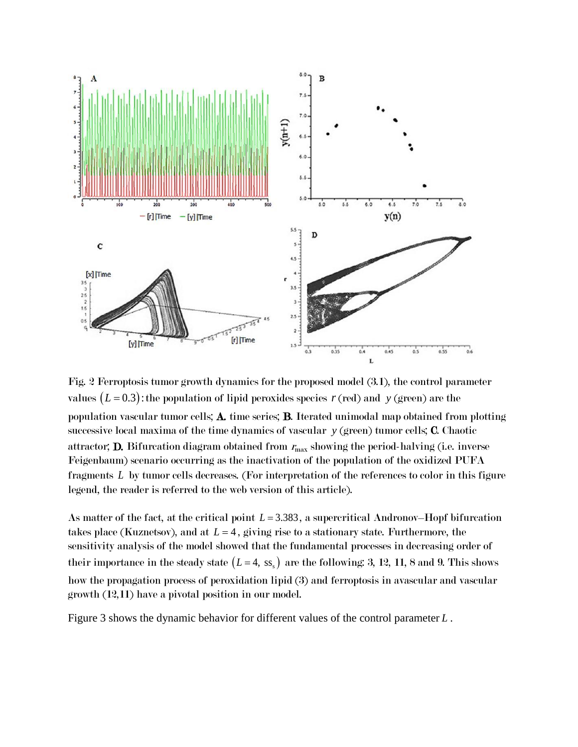Fig. 2 Ferroptosis tumor growth dynamics for the proposed model (3.1), the control parameter values $(L = 0.3)$: the population of lipid peroxides species $r$ (red) and $y$ (green) are the population vascular tumor cells; **A.** time series; **B.** Iterated unimodal map obtained from plotting successive local maxima of the time dynamics of vascular $y$ (green) tumor cells; **C.** Chaotic attractor; **D.** Bifurcation diagram obtained from $r_{\max}$ showing the period-halving (i.e. inverse Feigenbaum) scenario occurring as the inactivation of the population of the oxidized PUFA fragments $L$ by tumor cells decreases. (For interpretation of the references to color in this figure legend, the reader is referred to the web version of this article).

As matter of the fact, at the critical point $L = 3.383$, a supercritical Andronov–Hopf bifurcation takes place (Kuznetsov), and at $L = 4$, giving rise to a stationary state. Furthermore, the sensitivity analysis of the model showed that the fundamental processes in decreasing order of their importance in the steady state $(L = 4, \text{ss}_s)$ are the following: 3, 12, 11, 8 and 9. This shows how the propagation process of peroxidation lipid (3) and ferroptosis in avascular and vascular growth (12,11) have a pivotal position in our model.

Figure 3 shows the dynamic behavior for different values of the control parameter $L$.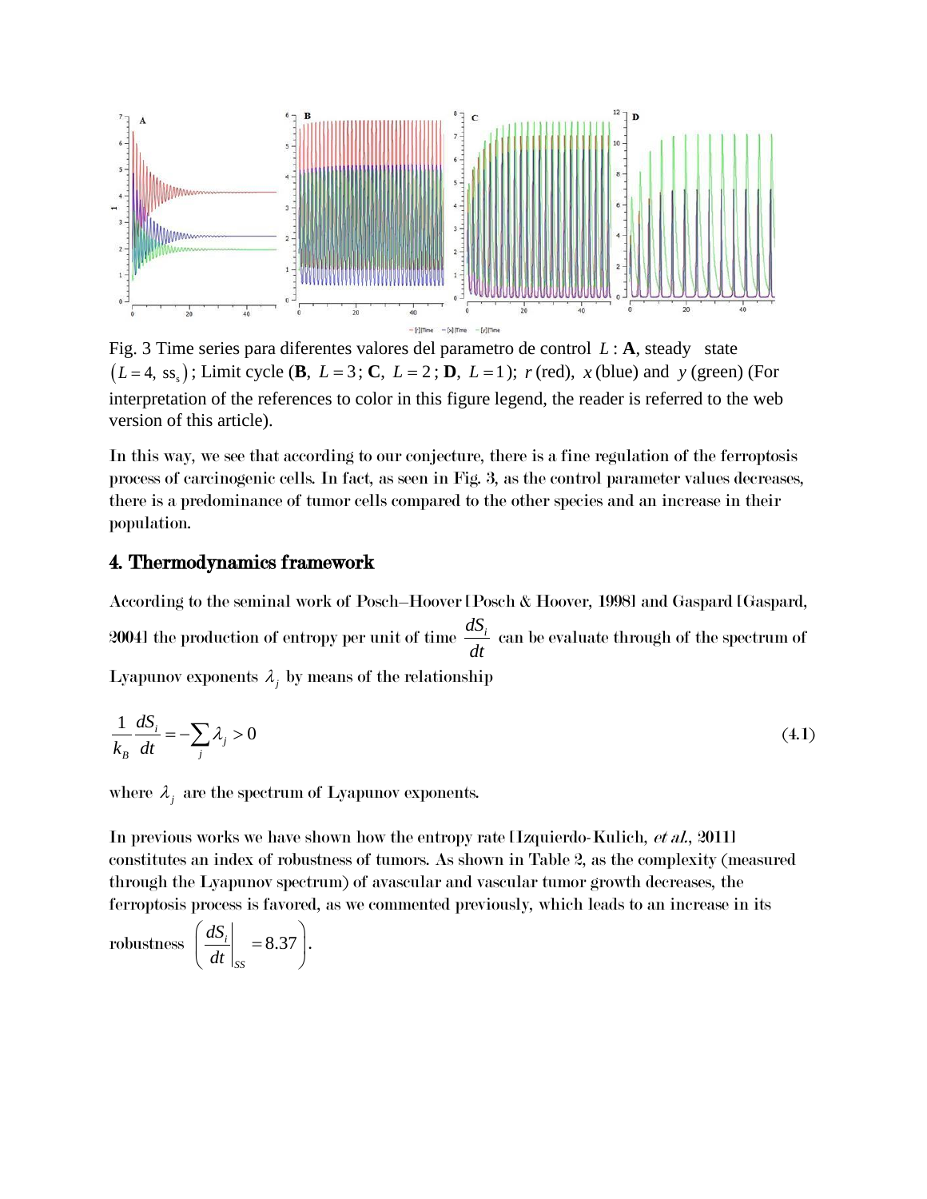Fig. 3 Time series para diferentes valores del parametro de control $L$ : **A**, steady state $\left(L=4,\ \mathrm{ss}_s\right)$; Limit cycle (**B**, $L=3$; **C**, $L=2$; **D**, $L=1$); $r$ (red), $x$ (blue) and $y$ (green) (For interpretation of the references to color in this figure legend, the reader is referred to the web version of this article).

In this way, we see that according to our conjecture, there is a fine regulation of the ferroptosis process of carcinogenic cells. In fact, as seen in Fig. 3, as the control parameter values decreases, there is a predominance of tumor cells compared to the other species and an increase in their population.

## 4. Thermodynamics framework

According to the seminal work of Posch–Hoover [Posch & Hoover, 1998] and Gaspard [Gaspard, 2004] the production of entropy per unit of time $\frac{dS_i}{dt}$ can be evaluate through of the spectrum of Lyapunov exponents $\lambda_j$ by means of the relationship

$$\frac{1}{k_B}\frac{dS_i}{dt} = -\sum_j \lambda_j > 0 \tag{4.1}$$

where $\lambda_j$ are the spectrum of Lyapunov exponents.

In previous works we have shown how the entropy rate [Izquierdo-Kulich, *et al.*, 2011] constitutes an index of robustness of tumors. As shown in Table 2, as the complexity (measured through the Lyapunov spectrum) of avascular and vascular tumor growth decreases, the ferroptosis process is favored, as we commented previously, which leads to an increase in its robustness $\left(\left.\frac{dS_i}{dt}\right|_{SS} = 8.37\right)$.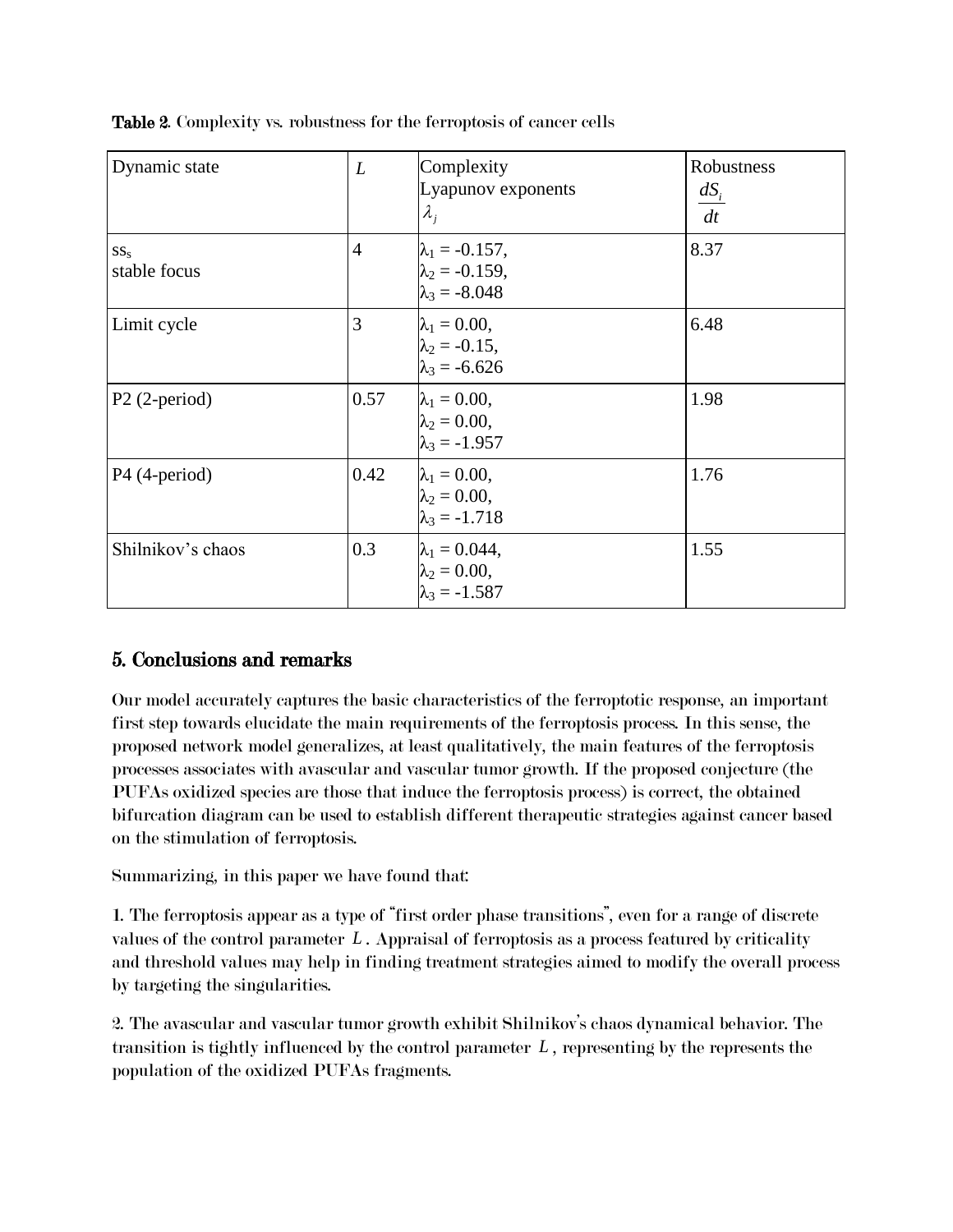**Table 2**. Complexity vs. robustness for the ferroptosis of cancer cells

| Dynamic state | $L$ | Complexity Lyapunov exponents $\lambda_j$ | Robustness $\frac{dS_i}{dt}$ |
|---|---|---|---|
| $ss_s$ stable focus | 4 | $\lambda_1$ = -0.157, $\lambda_2$ = -0.159, $\lambda_3$ = -8.048 | 8.37 |
| Limit cycle | 3 | $\lambda_1$ = 0.00, $\lambda_2$ = -0.15, $\lambda_3$ = -6.626 | 6.48 |
| P2 (2-period) | 0.57 | $\lambda_1$ = 0.00, $\lambda_2$ = 0.00, $\lambda_3$ = -1.957 | 1.98 |
| P4 (4-period) | 0.42 | $\lambda_1$ = 0.00, $\lambda_2$ = 0.00, $\lambda_3$ = -1.718 | 1.76 |
| Shilnikov's chaos | 0.3 | $\lambda_1$ = 0.044, $\lambda_2$ = 0.00, $\lambda_3$ = -1.587 | 1.55 |

## 5. Conclusions and remarks

Our model accurately captures the basic characteristics of the ferroptotic response, an important first step towards elucidate the main requirements of the ferroptosis process. In this sense, the proposed network model generalizes, at least qualitatively, the main features of the ferroptosis processes associates with avascular and vascular tumor growth. If the proposed conjecture (the PUFAs oxidized species are those that induce the ferroptosis process) is correct, the obtained bifurcation diagram can be used to establish different therapeutic strategies against cancer based on the stimulation of ferroptosis.

Summarizing, in this paper we have found that:

1. The ferroptosis appear as a type of "first order phase transitions", even for a range of discrete values of the control parameter $L$. Appraisal of ferroptosis as a process featured by criticality and threshold values may help in finding treatment strategies aimed to modify the overall process by targeting the singularities.

2. The avascular and vascular tumor growth exhibit Shilnikov's chaos dynamical behavior. The transition is tightly influenced by the control parameter $L$, representing by the represents the population of the oxidized PUFAs fragments.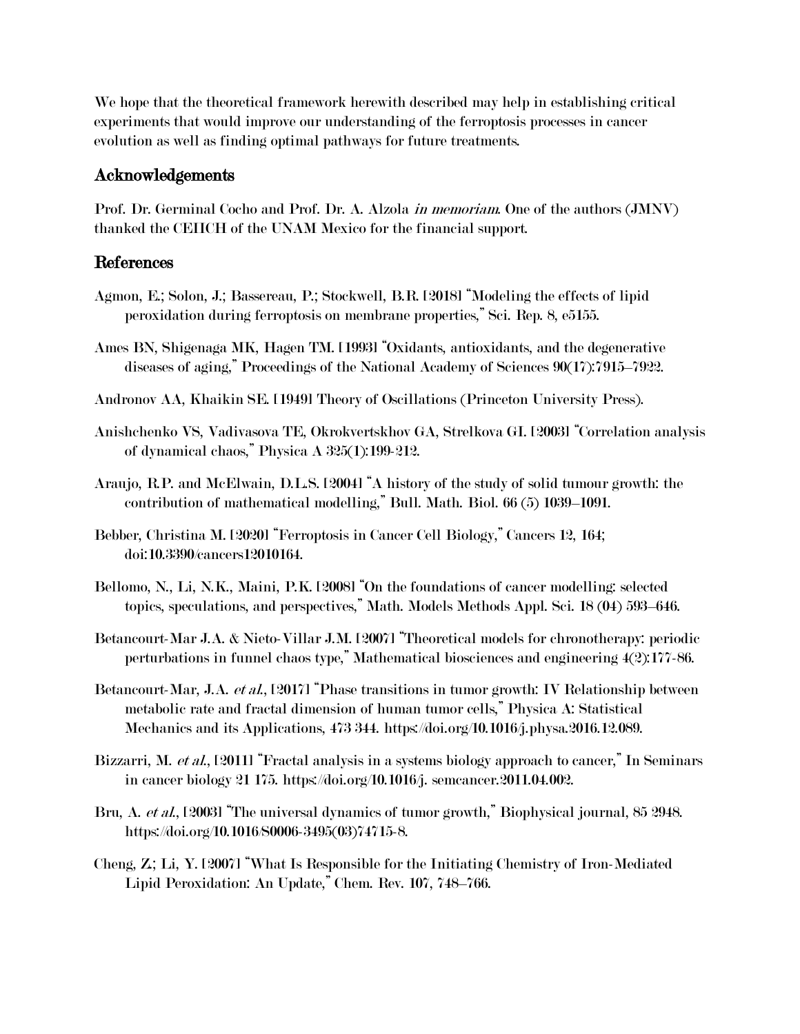We hope that the theoretical framework herewith described may help in establishing critical experiments that would improve our understanding of the ferroptosis processes in cancer evolution as well as finding optimal pathways for future treatments.

## Acknowledgements

Prof. Dr. Germinal Cocho and Prof. Dr. A. Alzola *in memoriam*. One of the authors (JMNV) thanked the CEIICH of the UNAM Mexico for the financial support.

## References

Agmon, E.; Solon, J.; Bassereau, P.; Stockwell, B.R. [2018] "Modeling the effects of lipid peroxidation during ferroptosis on membrane properties," Sci. Rep. 8, e5155.

Ames BN, Shigenaga MK, Hagen TM. [1993] "Oxidants, antioxidants, and the degenerative diseases of aging," Proceedings of the National Academy of Sciences 90(17):7915–7922.

Andronov AA, Khaikin SE. [1949] Theory of Oscillations (Princeton University Press).

Anishchenko VS, Vadivasova TE, Okrokvertskhov GA, Strelkova GI. [2003] "Correlation analysis of dynamical chaos," Physica A 325(1):199-212.

Araujo, R.P. and McElwain, D.L.S. [2004] "A history of the study of solid tumour growth: the contribution of mathematical modelling," Bull. Math. Biol. 66 (5) 1039–1091.

Bebber, Christina M. [2020] "Ferroptosis in Cancer Cell Biology," Cancers 12, 164; doi:10.3390/cancers12010164.

Bellomo, N., Li, N.K., Maini, P.K. [2008] "On the foundations of cancer modelling: selected topics, speculations, and perspectives," Math. Models Methods Appl. Sci. 18 (04) 593–646.

Betancourt-Mar J.A. & Nieto-Villar J.M. [2007] "Theoretical models for chronotherapy: periodic perturbations in funnel chaos type," Mathematical biosciences and engineering 4(2):177-86.

Betancourt-Mar, J.A. *et al.*, [2017] "Phase transitions in tumor growth: IV Relationship between metabolic rate and fractal dimension of human tumor cells," Physica A: Statistical Mechanics and its Applications, 473 344. https://doi.org/10.1016/j.physa.2016.12.089.

Bizzarri, M. *et al.*, [2011] "Fractal analysis in a systems biology approach to cancer," In Seminars in cancer biology 21 175. https://doi.org/10.1016/j. semcancer.2011.04.002.

Bru, A. *et al.*, [2003] "The universal dynamics of tumor growth," Biophysical journal, 85 2948. https://doi.org/10.1016/S0006-3495(03)74715-8.

Cheng, Z.; Li, Y. [2007] "What Is Responsible for the Initiating Chemistry of Iron-Mediated Lipid Peroxidation: An Update," Chem. Rev. 107, 748–766.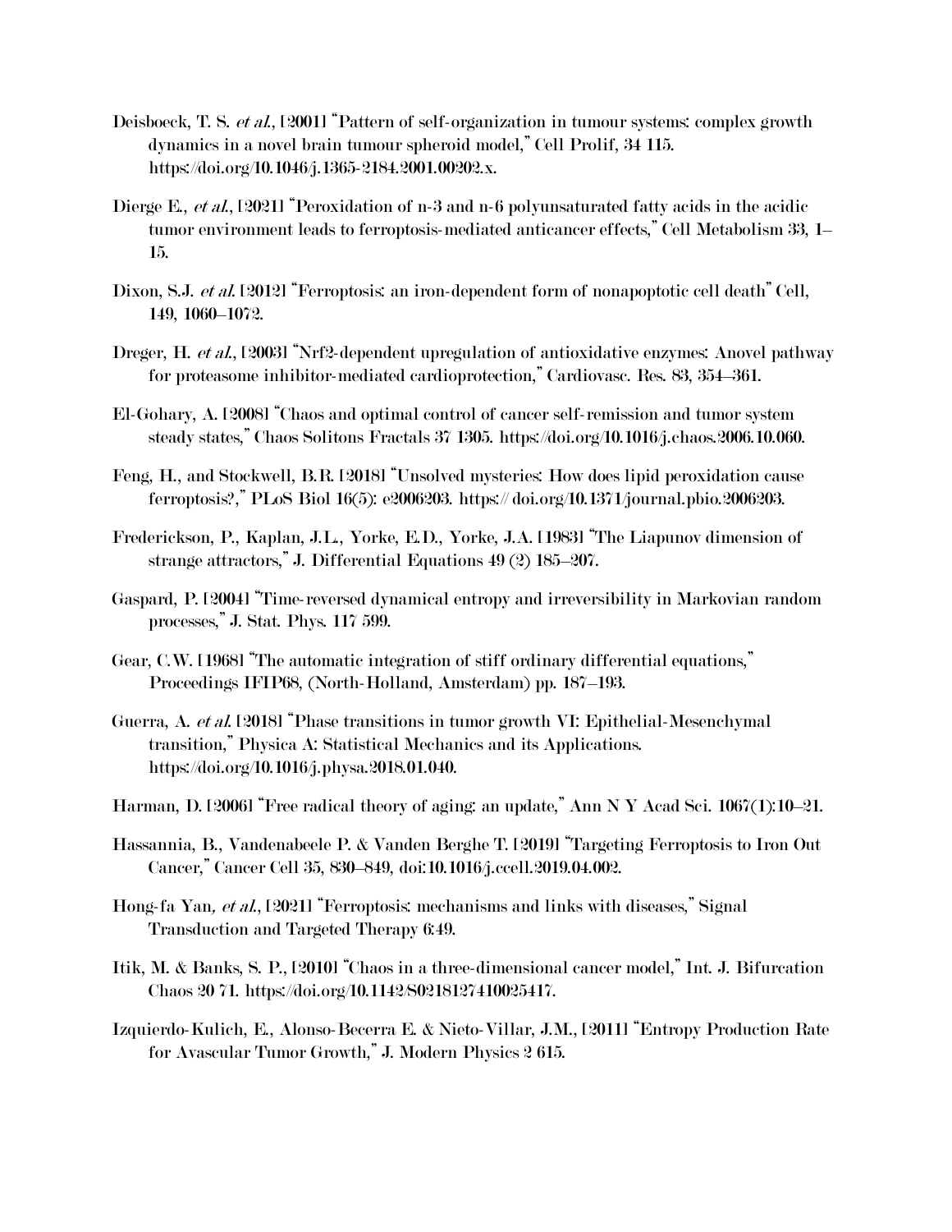Deisboeck, T. S. *et al.*, [2001] "Pattern of self-organization in tumour systems: complex growth dynamics in a novel brain tumour spheroid model," Cell Prolif, 34 115. https://doi.org/10.1046/j.1365-2184.2001.00202.x.

Dierge E., *et al.*, [2021] "Peroxidation of n-3 and n-6 polyunsaturated fatty acids in the acidic tumor environment leads to ferroptosis-mediated anticancer effects," Cell Metabolism 33, 1–15.

Dixon, S.J. *et al.* [2012] "Ferroptosis: an iron-dependent form of nonapoptotic cell death" Cell, 149, 1060–1072.

Dreger, H. *et al.*, [2003] "Nrf2-dependent upregulation of antioxidative enzymes: Anovel pathway for proteasome inhibitor-mediated cardioprotection," Cardiovasc. Res. 83, 354–361.

El-Gohary, A. [2008] "Chaos and optimal control of cancer self-remission and tumor system steady states," Chaos Solitons Fractals 37 1305. https://doi.org/10.1016/j.chaos.2006.10.060.

Feng, H., and Stockwell, B.R. [2018] "Unsolved mysteries: How does lipid peroxidation cause ferroptosis?," PLoS Biol 16(5): e2006203. https:// doi.org/10.1371/journal.pbio.2006203.

Frederickson, P., Kaplan, J.L., Yorke, E.D., Yorke, J.A. [1983] "The Liapunov dimension of strange attractors," J. Differential Equations 49 (2) 185–207.

Gaspard, P. [2004] "Time-reversed dynamical entropy and irreversibility in Markovian random processes," J. Stat. Phys. 117 599.

Gear, C.W. [1968] "The automatic integration of stiff ordinary differential equations," Proceedings IFIP68, (North-Holland, Amsterdam) pp. 187–193.

Guerra, A. *et al.* [2018] "Phase transitions in tumor growth VI: Epithelial-Mesenchymal transition," Physica A: Statistical Mechanics and its Applications. https://doi.org/10.1016/j.physa.2018.01.040.

Harman, D. [2006] "Free radical theory of aging: an update," Ann N Y Acad Sci. 1067(1):10–21.

Hassannia, B., Vandenabeele P. & Vanden Berghe T. [2019] "Targeting Ferroptosis to Iron Out Cancer," Cancer Cell 35, 830–849, doi:10.1016/j.ccell.2019.04.002.

Hong-fa Yan*, et al.*, [2021] "Ferroptosis: mechanisms and links with diseases," Signal Transduction and Targeted Therapy 6:49.

Itik, M. & Banks, S. P., [2010] "Chaos in a three-dimensional cancer model," Int. J. Bifurcation Chaos 20 71. https://doi.org/10.1142/S0218127410025417.

Izquierdo-Kulich, E., Alonso-Becerra E. & Nieto-Villar, J.M., [2011] "Entropy Production Rate for Avascular Tumor Growth," J. Modern Physics 2 615.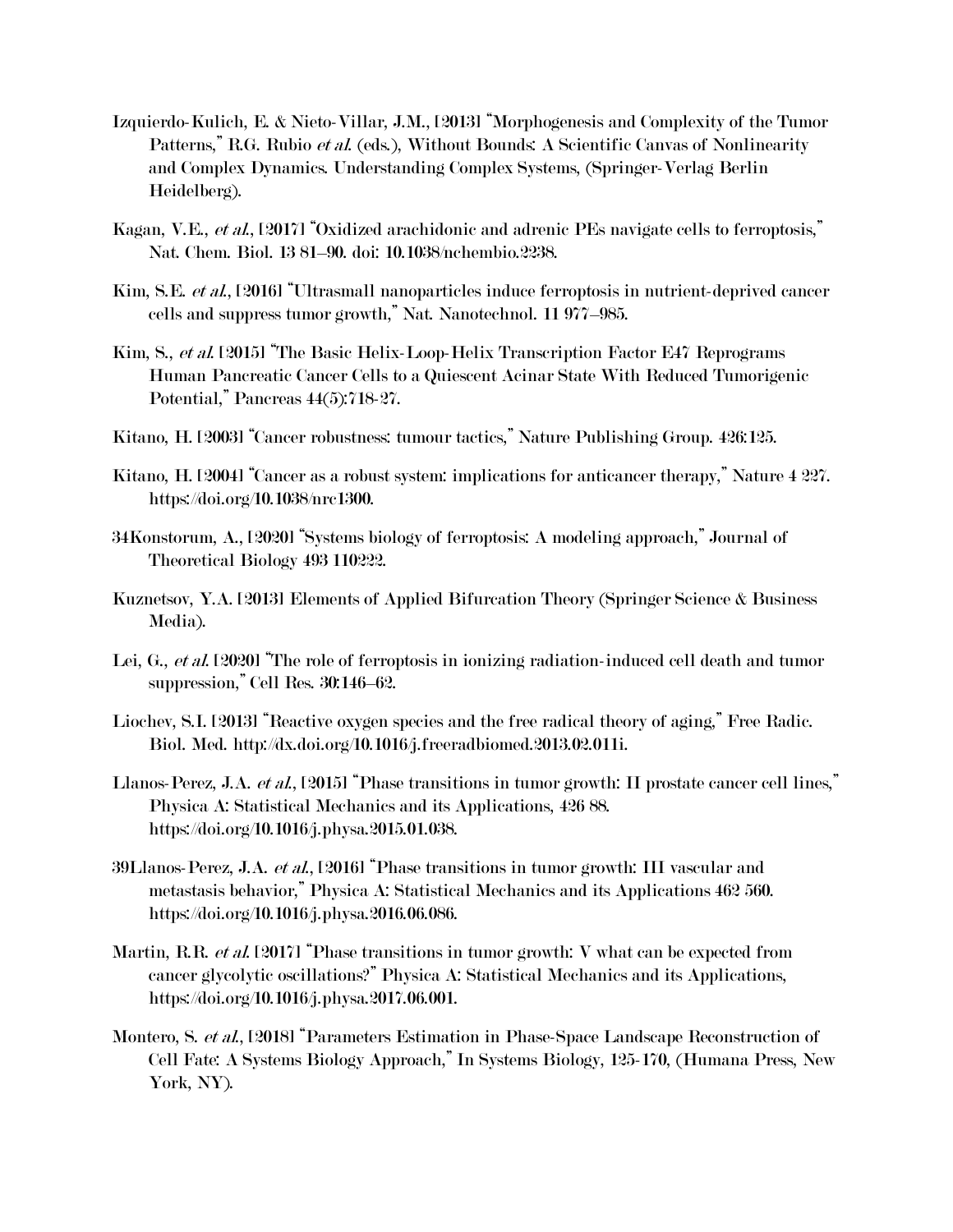Izquierdo-Kulich, E. & Nieto-Villar, J.M., [2013] "Morphogenesis and Complexity of the Tumor Patterns," R.G. Rubio *et al.* (eds.), Without Bounds: A Scientific Canvas of Nonlinearity and Complex Dynamics. Understanding Complex Systems, (Springer-Verlag Berlin Heidelberg).

Kagan, V.E., *et al.*, [2017] "Oxidized arachidonic and adrenic PEs navigate cells to ferroptosis," Nat. Chem. Biol. 13 81–90. doi: 10.1038/nchembio.2238.

Kim, S.E. *et al.*, [2016] "Ultrasmall nanoparticles induce ferroptosis in nutrient-deprived cancer cells and suppress tumor growth," Nat. Nanotechnol. 11 977–985.

Kim, S., *et al.* [2015] "The Basic Helix-Loop-Helix Transcription Factor E47 Reprograms Human Pancreatic Cancer Cells to a Quiescent Acinar State With Reduced Tumorigenic Potential," Pancreas 44(5):718-27.

Kitano, H. [2003] "Cancer robustness: tumour tactics," Nature Publishing Group. 426:125.

Kitano, H. [2004] "Cancer as a robust system: implications for anticancer therapy," Nature 4 227. https://doi.org/10.1038/nrc1300.

34Konstorum, A., [2020] "Systems biology of ferroptosis: A modeling approach," Journal of Theoretical Biology 493 110222.

Kuznetsov, Y.A. [2013] Elements of Applied Bifurcation Theory (Springer Science & Business Media).

Lei, G., *et al.* [2020] "The role of ferroptosis in ionizing radiation-induced cell death and tumor suppression," Cell Res. 30:146–62.

Liochev, S.I. [2013] "Reactive oxygen species and the free radical theory of aging," Free Radic. Biol. Med. http://dx.doi.org/10.1016/j.freeradbiomed.2013.02.011i.

Llanos-Perez, J.A. *et al.*, [2015] "Phase transitions in tumor growth: II prostate cancer cell lines," Physica A: Statistical Mechanics and its Applications, 426 88. https://doi.org/10.1016/j.physa.2015.01.038.

39Llanos-Perez, J.A. *et al.*, [2016] "Phase transitions in tumor growth: III vascular and metastasis behavior," Physica A: Statistical Mechanics and its Applications 462 560. https://doi.org/10.1016/j.physa.2016.06.086.

Martin, R.R. *et al.* [2017] "Phase transitions in tumor growth: V what can be expected from cancer glycolytic oscillations?" Physica A: Statistical Mechanics and its Applications, https://doi.org/10.1016/j.physa.2017.06.001.

Montero, S. *et al.*, [2018] "Parameters Estimation in Phase-Space Landscape Reconstruction of Cell Fate: A Systems Biology Approach," In Systems Biology, 125-170, (Humana Press, New York, NY).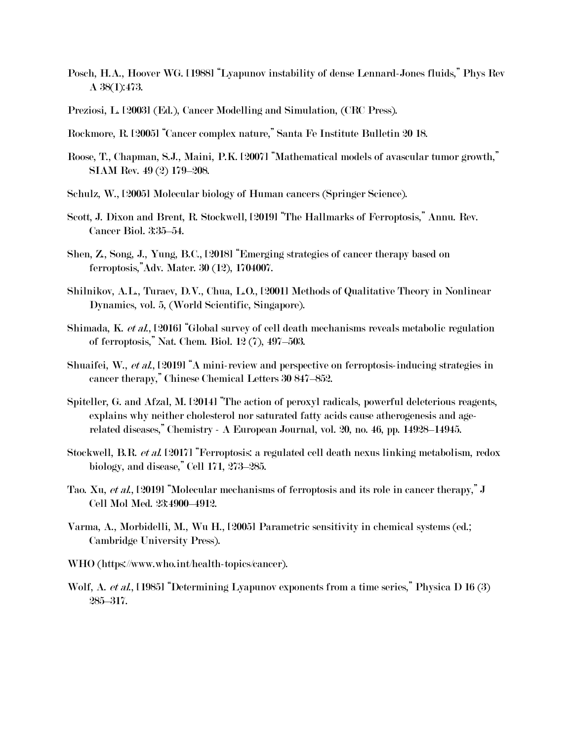Posch, H.A., Hoover WG. [1988] "Lyapunov instability of dense Lennard-Jones fluids," Phys Rev A 38(1):473.

Preziosi, L. [2003] (Ed.), Cancer Modelling and Simulation, (CRC Press).

Rockmore, R. [2005] "Cancer complex nature," Santa Fe Institute Bulletin 20 18.

Roose, T., Chapman, S.J., Maini, P.K. [2007] "Mathematical models of avascular tumor growth," SIAM Rev. 49 (2) 179–208.

Schulz, W., [2005] Molecular biology of Human cancers (Springer Science).

Scott, J. Dixon and Brent, R. Stockwell, [2019] "The Hallmarks of Ferroptosis," Annu. Rev. Cancer Biol. 3:35–54.

Shen, Z., Song, J., Yung, B.C., [2018] "Emerging strategies of cancer therapy based on ferroptosis,"Adv. Mater. 30 (12), 1704007.

Shilnikov, A.L., Turaev, D.V., Chua, L.O., [2001] Methods of Qualitative Theory in Nonlinear Dynamics, vol. 5, (World Scientific, Singapore).

Shimada, K. *et al.*, [2016] "Global survey of cell death mechanisms reveals metabolic regulation of ferroptosis," Nat. Chem. Biol. 12 (7), 497–503.

Shuaifei, W., *et al.*, [2019] "A mini-review and perspective on ferroptosis-inducing strategies in cancer therapy," Chinese Chemical Letters 30 847–852.

Spiteller, G. and Afzal, M. [2014] "The action of peroxyl radicals, powerful deleterious reagents, explains why neither cholesterol nor saturated fatty acids cause atherogenesis and age-related diseases," Chemistry - A European Journal, vol. 20, no. 46, pp. 14928–14945.

Stockwell, B.R. *et al.* [2017] "Ferroptosis: a regulated cell death nexus linking metabolism, redox biology, and disease," Cell 171, 273–285.

Tao. Xu, *et al.*, [2019] "Molecular mechanisms of ferroptosis and its role in cancer therapy," J Cell Mol Med. 23:4900–4912.

Varma, A., Morbidelli, M., Wu H., [2005] Parametric sensitivity in chemical systems (ed.; Cambridge University Press).

WHO (https://www.who.int/health-topics/cancer).

Wolf, A. *et al.*, [1985] "Determining Lyapunov exponents from a time series," Physica D 16 (3) 285–317.